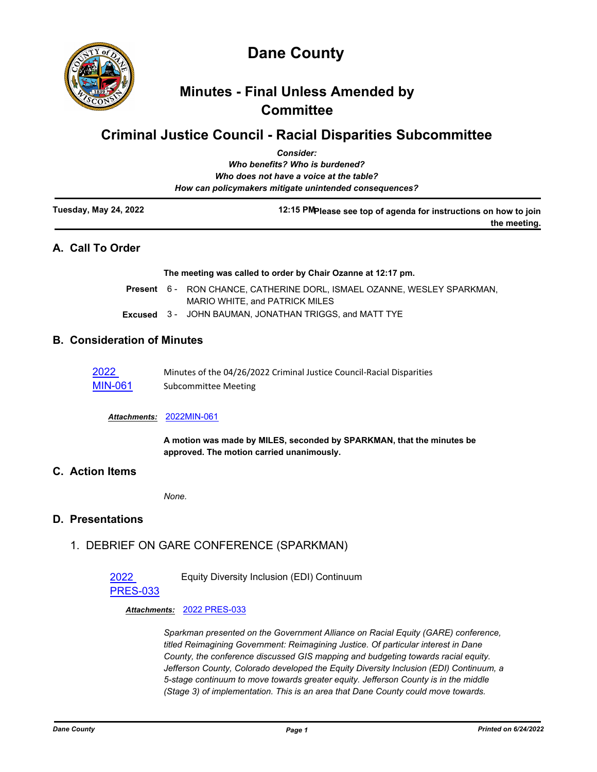# Dane County

## Minutes - Final Unless Amended by Committee

## Criminal Justice Council - Racial Disparities Subcommittee

*Consider:*
*Who benefits? Who is burdened?*
*Who does not have a voice at the table?*
*How can policymakers mitigate unintended consequences?*

**Tuesday, May 24, 2022** **12:15 PM** **Please see top of agenda for instructions on how to join the meeting.**

## A. Call To Order

**The meeting was called to order by Chair Ozanne at 12:17 pm.**

**Present** 6 - RON CHANCE, CATHERINE DORL, ISMAEL OZANNE, WESLEY SPARKMAN, MARIO WHITE, and PATRICK MILES

**Excused** 3 - JOHN BAUMAN, JONATHAN TRIGGS, and MATT TYE

## B. Consideration of Minutes

2022 MIN-061 Minutes of the 04/26/2022 Criminal Justice Council-Racial Disparities Subcommittee Meeting

***Attachments:*** 2022MIN-061

**A motion was made by MILES, seconded by SPARKMAN, that the minutes be approved. The motion carried unanimously.**

## C. Action Items

*None.*

## D. Presentations

### 1. DEBRIEF ON GARE CONFERENCE (SPARKMAN)

2022 PRES-033 Equity Diversity Inclusion (EDI) Continuum

***Attachments:*** 2022 PRES-033

*Sparkman presented on the Government Alliance on Racial Equity (GARE) conference, titled Reimagining Government: Reimagining Justice. Of particular interest in Dane County, the conference discussed GIS mapping and budgeting towards racial equity. Jefferson County, Colorado developed the Equity Diversity Inclusion (EDI) Continuum, a 5-stage continuum to move towards greater equity. Jefferson County is in the middle (Stage 3) of implementation. This is an area that Dane County could move towards.*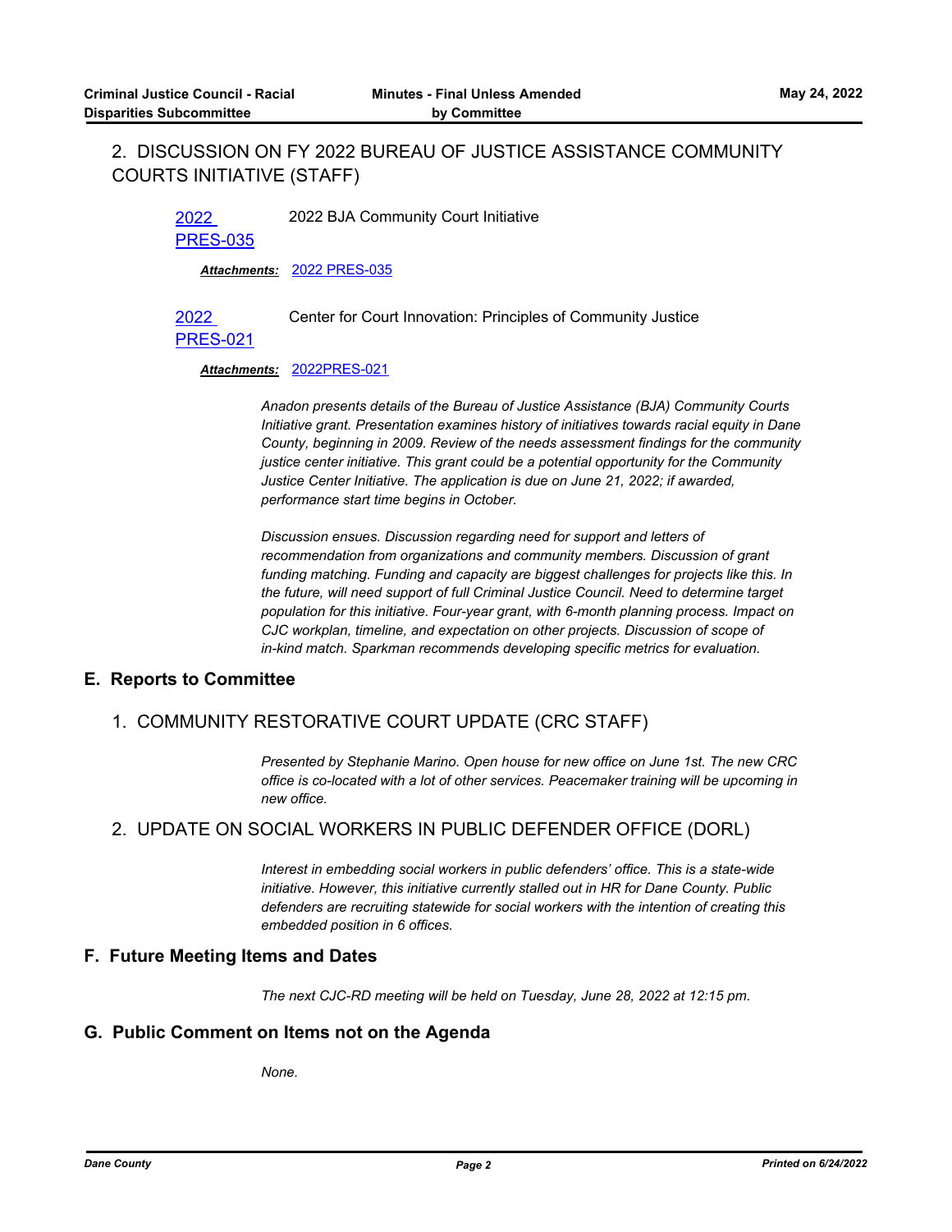### 2. DISCUSSION ON FY 2022 BUREAU OF JUSTICE ASSISTANCE COMMUNITY COURTS INITIATIVE (STAFF)

2022 PRES-035 — 2022 BJA Community Court Initiative

***Attachments:*** 2022 PRES-035

2022 PRES-021 — Center for Court Innovation: Principles of Community Justice

***Attachments:*** 2022PRES-021

*Anadon presents details of the Bureau of Justice Assistance (BJA) Community Courts Initiative grant. Presentation examines history of initiatives towards racial equity in Dane County, beginning in 2009. Review of the needs assessment findings for the community justice center initiative. This grant could be a potential opportunity for the Community Justice Center Initiative. The application is due on June 21, 2022; if awarded, performance start time begins in October.*

*Discussion ensues. Discussion regarding need for support and letters of recommendation from organizations and community members. Discussion of grant funding matching. Funding and capacity are biggest challenges for projects like this. In the future, will need support of full Criminal Justice Council. Need to determine target population for this initiative. Four-year grant, with 6-month planning process. Impact on CJC workplan, timeline, and expectation on other projects. Discussion of scope of in-kind match. Sparkman recommends developing specific metrics for evaluation.*

## E. Reports to Committee

### 1. COMMUNITY RESTORATIVE COURT UPDATE (CRC STAFF)

*Presented by Stephanie Marino. Open house for new office on June 1st. The new CRC office is co-located with a lot of other services. Peacemaker training will be upcoming in new office.*

### 2. UPDATE ON SOCIAL WORKERS IN PUBLIC DEFENDER OFFICE (DORL)

*Interest in embedding social workers in public defenders' office. This is a state-wide initiative. However, this initiative currently stalled out in HR for Dane County. Public defenders are recruiting statewide for social workers with the intention of creating this embedded position in 6 offices.*

## F. Future Meeting Items and Dates

*The next CJC-RD meeting will be held on Tuesday, June 28, 2022 at 12:15 pm.*

## G. Public Comment on Items not on the Agenda

*None.*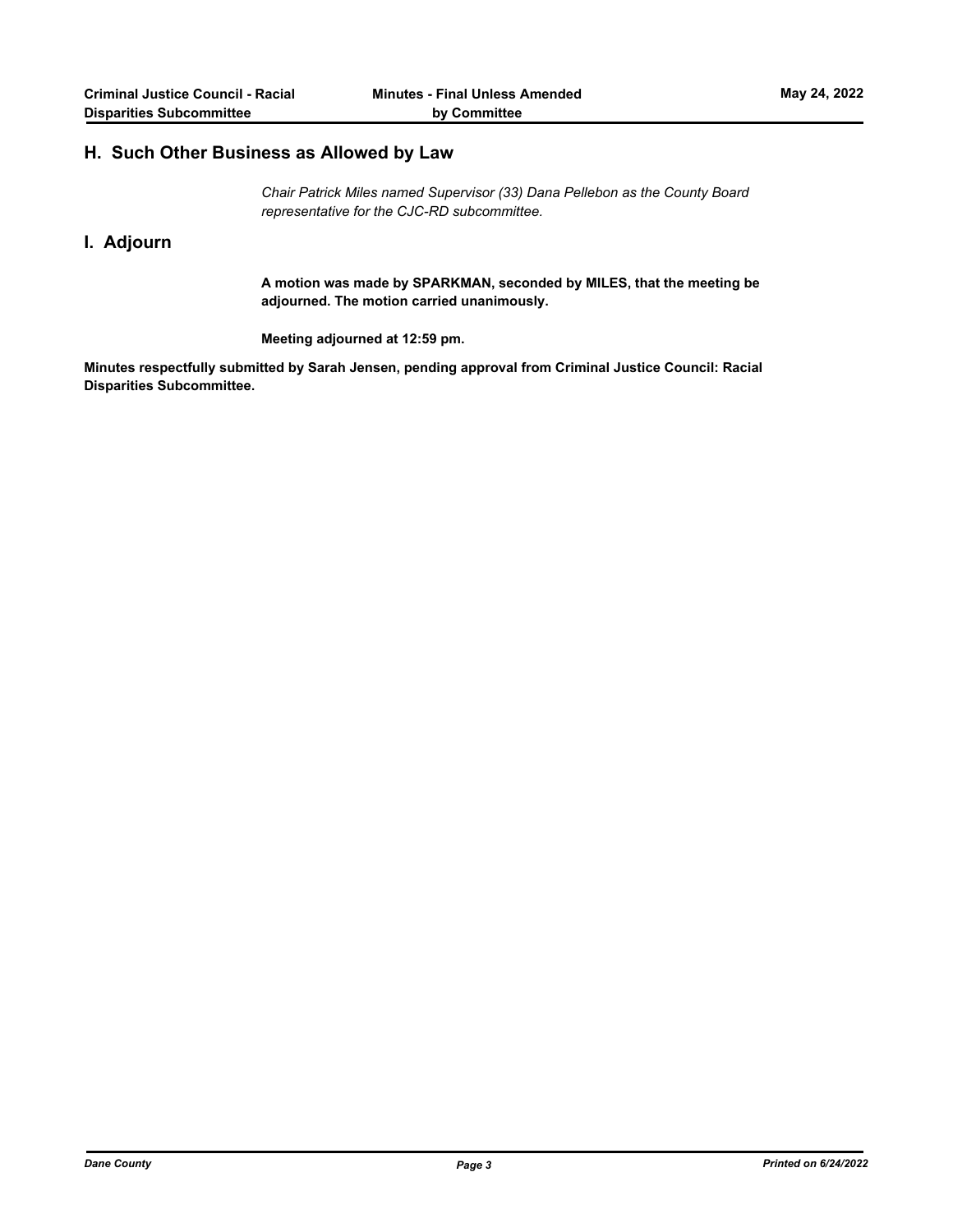## H. Such Other Business as Allowed by Law

*Chair Patrick Miles named Supervisor (33) Dana Pellebon as the County Board representative for the CJC-RD subcommittee.*

## I. Adjourn

**A motion was made by SPARKMAN, seconded by MILES, that the meeting be adjourned. The motion carried unanimously.**

**Meeting adjourned at 12:59 pm.**

**Minutes respectfully submitted by Sarah Jensen, pending approval from Criminal Justice Council: Racial Disparities Subcommittee.**